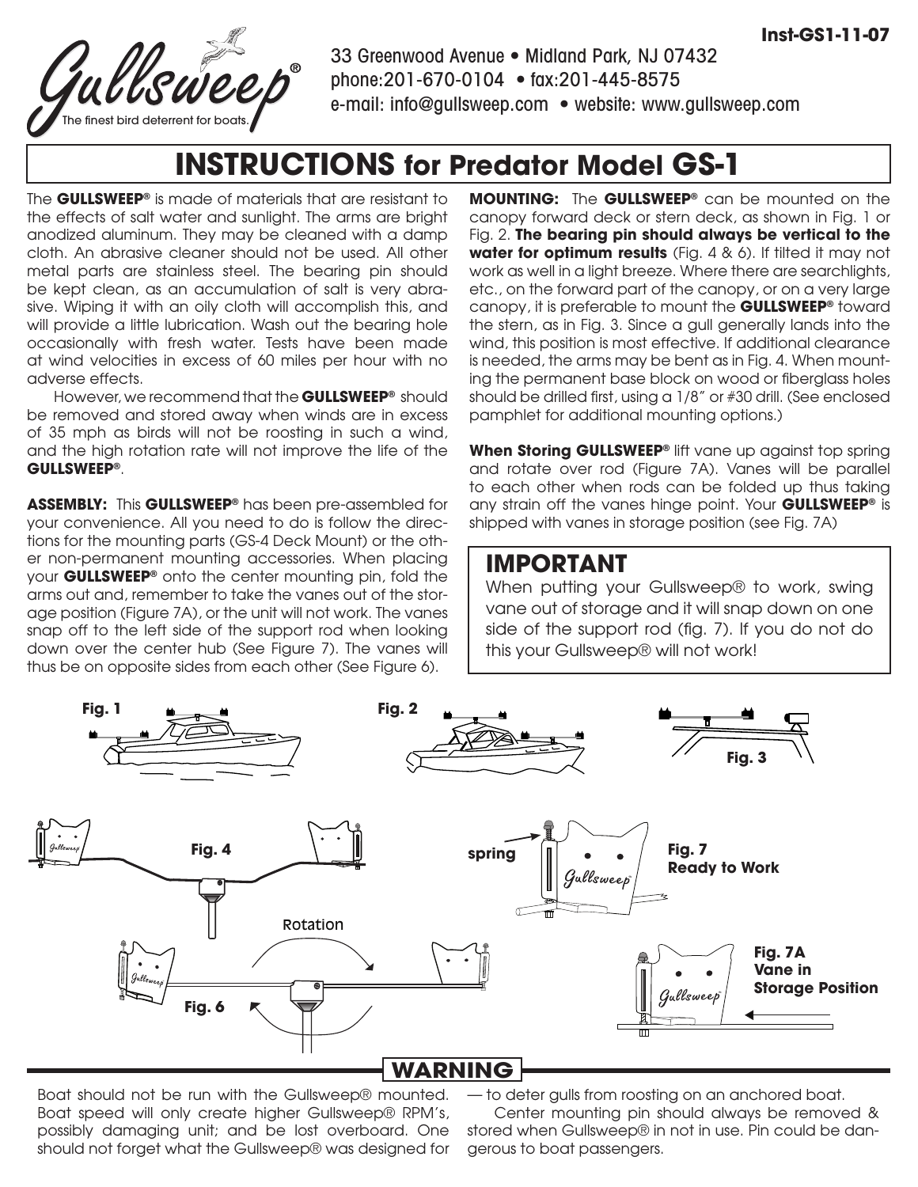Inst-GS1-11-07

Gullsweep® — The finest bird deterrent for boats.

33 Greenwood Avenue • Midland Park, NJ 07432
phone:201-670-0104 • fax:201-445-8575
e-mail: info@gullsweep.com • website: www.gullsweep.com

# INSTRUCTIONS for Predator Model GS-1

The **GULLSWEEP®** is made of materials that are resistant to the effects of salt water and sunlight. The arms are bright anodized aluminum. They may be cleaned with a damp cloth. An abrasive cleaner should not be used. All other metal parts are stainless steel. The bearing pin should be kept clean, as an accumulation of salt is very abrasive. Wiping it with an oily cloth will accomplish this, and will provide a little lubrication. Wash out the bearing hole occasionally with fresh water. Tests have been made at wind velocities in excess of 60 miles per hour with no adverse effects.

However, we recommend that the **GULLSWEEP®** should be removed and stored away when winds are in excess of 35 mph as birds will not be roosting in such a wind, and the high rotation rate will not improve the life of the **GULLSWEEP®**.

**ASSEMBLY:** This **GULLSWEEP®** has been pre-assembled for your convenience. All you need to do is follow the directions for the mounting parts (GS-4 Deck Mount) or the other non-permanent mounting accessories. When placing your **GULLSWEEP®** onto the center mounting pin, fold the arms out and, remember to take the vanes out of the storage position (Figure 7A), or the unit will not work. The vanes snap off to the left side of the support rod when looking down over the center hub (See Figure 7). The vanes will thus be on opposite sides from each other (See Figure 6).

**MOUNTING:** The **GULLSWEEP®** can be mounted on the canopy forward deck or stern deck, as shown in Fig. 1 or Fig. 2. **The bearing pin should always be vertical to the water for optimum results** (Fig. 4 & 6). If tilted it may not work as well in a light breeze. Where there are searchlights, etc., on the forward part of the canopy, or on a very large canopy, it is preferable to mount the **GULLSWEEP®** toward the stern, as in Fig. 3. Since a gull generally lands into the wind, this position is most effective. If additional clearance is needed, the arms may be bent as in Fig. 4. When mounting the permanent base block on wood or fiberglass holes should be drilled first, using a 1/8" or #30 drill. (See enclosed pamphlet for additional mounting options.)

**When Storing GULLSWEEP®** lift vane up against top spring and rotate over rod (Figure 7A). Vanes will be parallel to each other when rods can be folded up thus taking any strain off the vanes hinge point. Your **GULLSWEEP®** is shipped with vanes in storage position (see Fig. 7A)

## IMPORTANT

When putting your Gullsweep® to work, swing vane out of storage and it will snap down on one side of the support rod (fig. 7). If you do not do this your Gullsweep® will not work!

Fig. 1

Fig. 2

Fig. 3

Fig. 4

Rotation

Fig. 6

spring

Fig. 7 Ready to Work

Fig. 7A Vane in Storage Position

## WARNING

Boat should not be run with the Gullsweep® mounted. Boat speed will only create higher Gullsweep® RPM's, possibly damaging unit; and be lost overboard. One should not forget what the Gullsweep® was designed for — to deter gulls from roosting on an anchored boat.

Center mounting pin should always be removed & stored when Gullsweep® in not in use. Pin could be dangerous to boat passengers.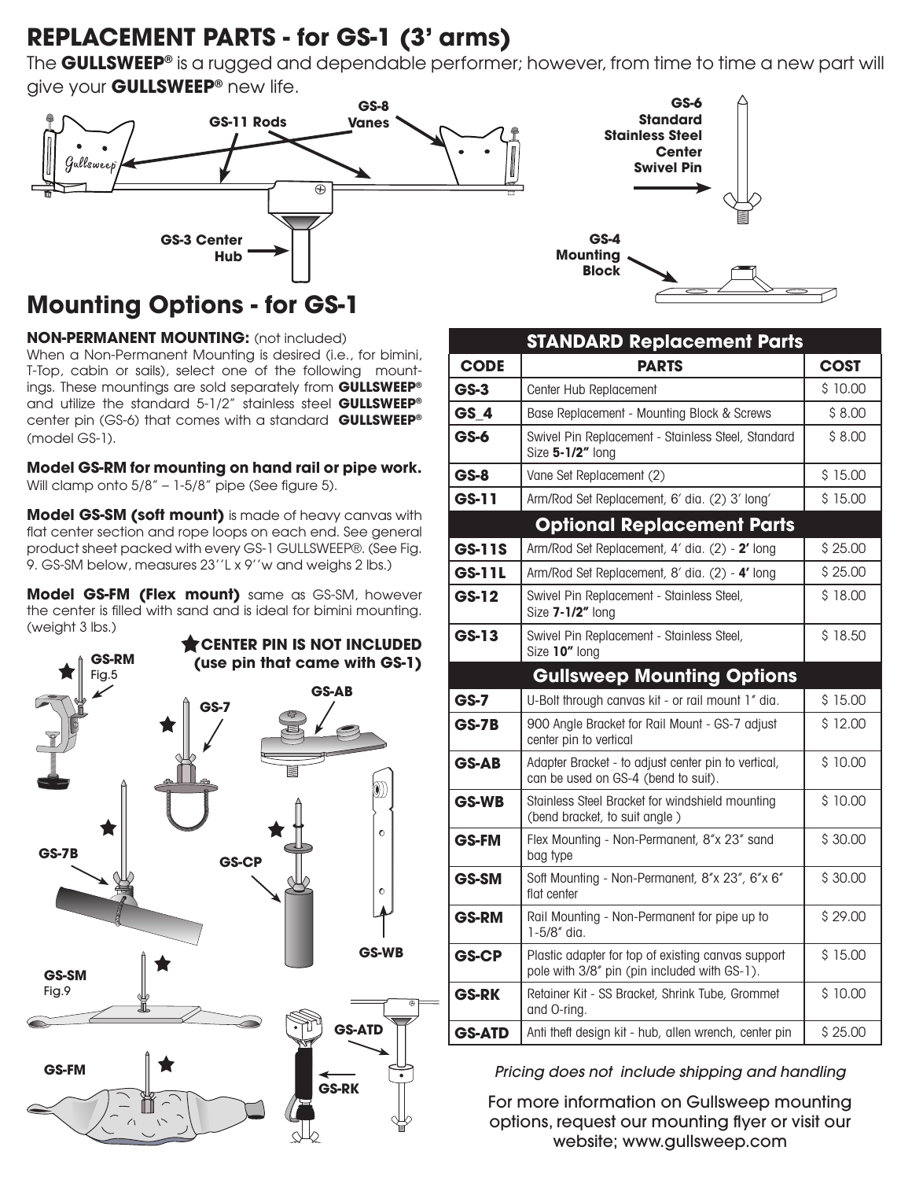# REPLACEMENT PARTS - for GS-1 (3' arms)

The **GULLSWEEP®** is a rugged and dependable performer; however, from time to time a new part will give your **GULLSWEEP®** new life.

GS-11 Rods

GS-8 Vanes

GS-3 Center Hub

GS-6 Standard Stainless Steel Center Swivel Pin

GS-4 Mounting Block

# Mounting Options - for GS-1

**NON-PERMANENT MOUNTING:** (not included)
When a Non-Permanent Mounting is desired (i.e., for bimini, T-Top, cabin or sails), select one of the following mountings. These mountings are sold separately from **GULLSWEEP®** and utilize the standard 5-1/2" stainless steel **GULLSWEEP®** center pin (GS-6) that comes with a standard **GULLSWEEP®** (model GS-1).

**Model GS-RM for mounting on hand rail or pipe work.** Will clamp onto 5/8" – 1-5/8" pipe (See figure 5).

**Model GS-SM (soft mount)** is made of heavy canvas with flat center section and rope loops on each end. See general product sheet packed with every GS-1 GULLSWEEP®. (See Fig. 9. GS-SM below, measures 23''L x 9''w and weighs 2 lbs.)

**Model GS-FM (Flex mount)** same as GS-SM, however the center is filled with sand and is ideal for bimini mounting. (weight 3 lbs.)

★ **CENTER PIN IS NOT INCLUDED (use pin that came with GS-1)**

GS-RM Fig.5

GS-7

GS-AB

GS-7B

GS-CP

GS-WB

GS-SM Fig.9

GS-ATD

GS-RK

GS-FM

| CODE | PARTS | COST |
|---|---|---|
| **STANDARD Replacement Parts** | | |
| **GS-3** | Center Hub Replacement | $ 10.00 |
| **GS_4** | Base Replacement - Mounting Block & Screws | $ 8.00 |
| **GS-6** | Swivel Pin Replacement - Stainless Steel, Standard Size **5-1/2"** long | $ 8.00 |
| **GS-8** | Vane Set Replacement (2) | $ 15.00 |
| **GS-11** | Arm/Rod Set Replacement, 6' dia. (2) 3' long' | $ 15.00 |
| **Optional Replacement Parts** | | |
| **GS-11S** | Arm/Rod Set Replacement, 4' dia. (2) - **2'** long | $ 25.00 |
| **GS-11L** | Arm/Rod Set Replacement, 8' dia. (2) - **4'** long | $ 25.00 |
| **GS-12** | Swivel Pin Replacement - Stainless Steel, Size **7-1/2"** long | $ 18.00 |
| **GS-13** | Swivel Pin Replacement - Stainless Steel, Size **10"** long | $ 18.50 |
| **Gullsweep Mounting Options** | | |
| **GS-7** | U-Bolt through canvas kit - or rail mount 1" dia. | $ 15.00 |
| **GS-7B** | 900 Angle Bracket for Rail Mount - GS-7 adjust center pin to vertical | $ 12.00 |
| **GS-AB** | Adapter Bracket - to adjust center pin to vertical, can be used on GS-4 (bend to suit). | $ 10.00 |
| **GS-WB** | Stainless Steel Bracket for windshield mounting (bend bracket, to suit angle ) | $ 10.00 |
| **GS-FM** | Flex Mounting - Non-Permanent, 8"x 23" sand bag type | $ 30.00 |
| **GS-SM** | Soft Mounting - Non-Permanent, 8"x 23", 6"x 6" flat center | $ 30.00 |
| **GS-RM** | Rail Mounting - Non-Permanent for pipe up to 1-5/8" dia. | $ 29.00 |
| **GS-CP** | Plastic adapter for top of existing canvas support pole with 3/8" pin (pin included with GS-1). | $ 15.00 |
| **GS-RK** | Retainer Kit - SS Bracket, Shrink Tube, Grommet and O-ring. | $ 10.00 |
| **GS-ATD** | Anti theft design kit - hub, allen wrench, center pin | $ 25.00 |

*Pricing does not include shipping and handling*

For more information on Gullsweep mounting options, request our mounting flyer or visit our website; www.gullsweep.com